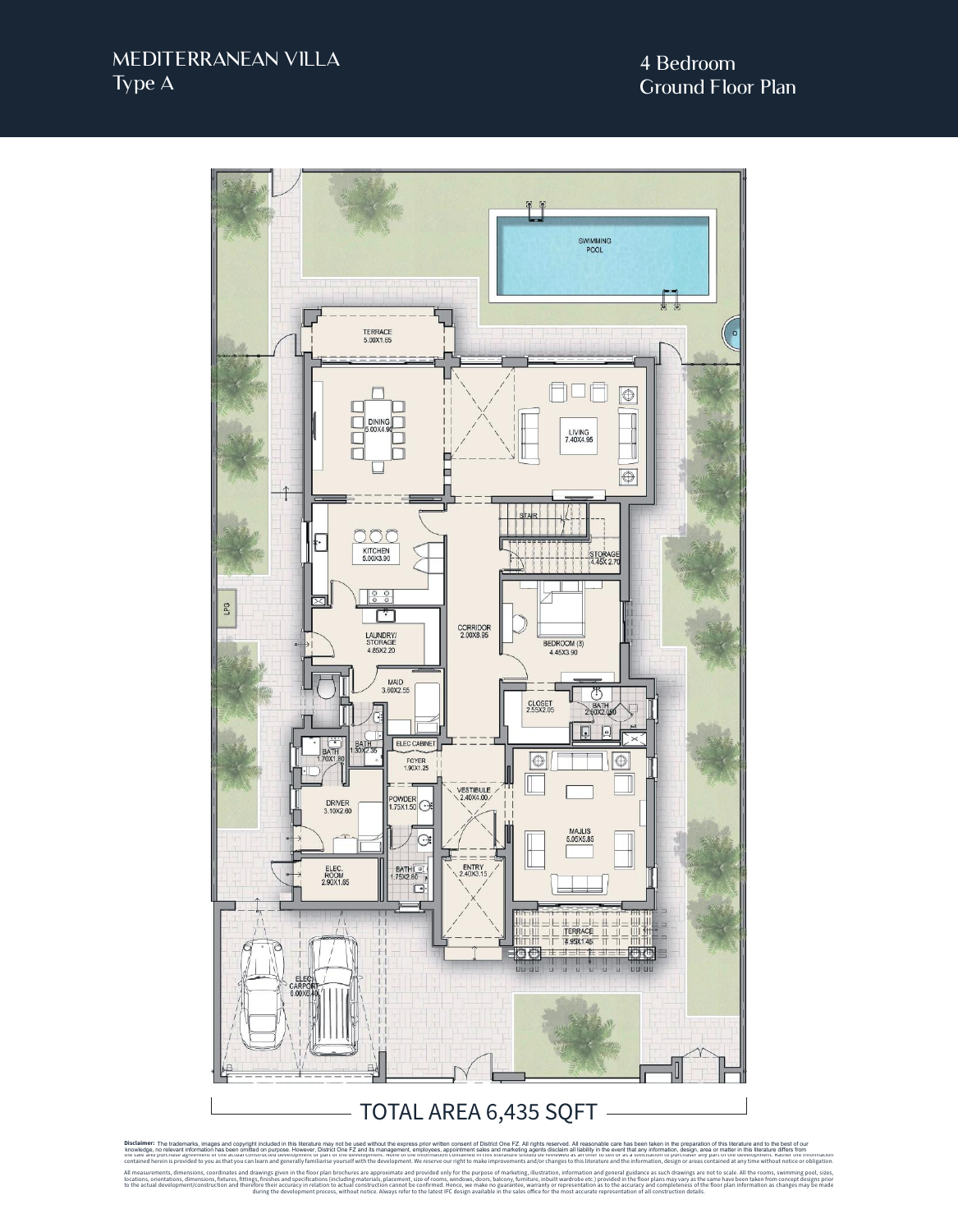# MEDITERRANEAN VILLA
Type A

## 4 Bedroom
Ground Floor Plan

SWIMMING POOL

TERRACE 5.00X1.65

DINING 5.00X4.90

LIVING 7.40X4.95

KITCHEN 5.00X3.90

STAIR

STORAGE 4.45X2.70

LPG

LAUNDRY/ STORAGE 4.85X2.20

CORRIDOR 2.00X8.95

BEDROOM (3) 4.45X3.90

MAID 3.60X2.55

CLOSET 2.55X2.05

BATH 2.60X2.05

BATH 1.70X1.80

BATH 1.30X2.35

ELEC CABINET

FOYER 1.90X1.25

VESTIBULE 2.40X4.00

DRIVER 3.10X2.60

POWDER 1.75X1.50

MAJLIS 5.05X5.85

ELEC. ROOM 2.90X1.65

BATH 1.75X2.60

ENTRY 2.40X3.15

TERRACE 4.95X1.45

ELEC CARPORT 6.00X6.40

TOTAL AREA 6,435 SQFT

**Disclaimer:** The trademarks, images and copyright included in this literature may not be used without the express prior written consent of District One FZ. All rights reserved. All reasonable care has been taken in the preparation of this literature and to the best of our knowledge, no relevant information has been omitted on purpose. However, District One FZ and its management, employees, appointment sales and marketing agents disclaim all liability in the event that any information, design, area or matter in this literature differs from the sale and purchase agreement or the actual constructed development or part of the development. None of the information contained in this literature should be reviewed as an offer to sell or as a solicitation to purchaser any part of the development. Rather the information contained herein is provided to you as that you can learn and generally familiarise yourself with the development. We reserve our right to make improvements and/or changes to this literature and the information, design or areas contained at any time without notice or obligation.

All measurements, dimensions, coordinates and drawings given in the floor plan brochures are approximate and provided only for the purpose of marketing, illustration, information and general guidance as such drawings are not to scale. All the rooms, swimming pool, sizes, locations, orientations, dimensions, fixtures, fittings, finishes and specifications (including materials, placement, size of rooms, windows, doors, balcony, furniture, inbuilt wardrobe etc.) provided in the floor plans may vary as the same have been taken from concept designs prior to the actual development/construction and therefore their accuracy in relation to actual construction cannot be confirmed. Hence, we make no guarantee, warranty or representation as to the accuracy and completeness of the floor plan information as changes may be made during the development process, without notice. Always refer to the latest IFC design available in the sales office for the most accurate representation of all construction details.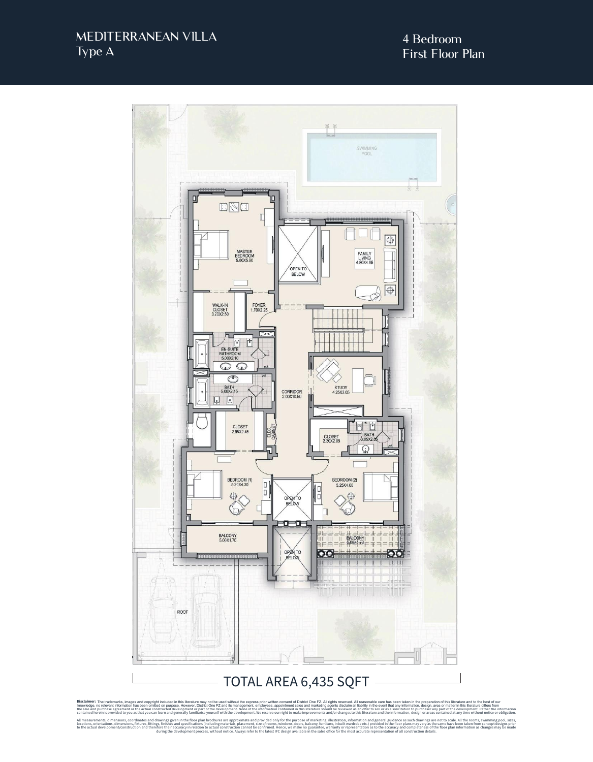# MEDITERRANEAN VILLA
Type A

4 Bedroom
First Floor Plan

SWIMMING POOL

MASTER BEDROOM
5.00X5.90

OPEN TO BELOW

FAMILY LIVING
4.80X4.95

WALK-IN CLOSET
3.20X2.50

FOYER
1.70X2.25

EN-SUITE BATHROOM
5.00X2.10

STUDY
4.25X3.05

BATH
5.00X2.15

CORRIDOR
2.00X10.50

CLOSET
2.95X2.45

ELEC. CABINET

CLOSET
2.30X2.05

BATH
3.05X2.85

BEDROOM (1)
5.20X4.30

OPEN TO BELOW

BEDROOM (2)
5.25X4.00

BALCONY
5.00X1.70

OPEN TO BELOW

BALCONY
5.00X1.70

ROOF

TOTAL AREA 6,435 SQFT

**Disclaimer:** The trademarks, images and copyright included in this literature may not be used without the express prior written consent of District One FZ. All rights reserved. All reasonable care has been taken in the preparation of this literature and to the best of our knowledge, no relevant information has been omitted on purpose. However, District One FZ and its management, employees, appointment sales and marketing agents disclaim all liability in the event that any information, design, area or matter in this literature differs from the sale and purchase agreement or the actual constructed development or part of the development. None of the information contained in this literature should be reviewed as an offer to sell or as a solicitation to purchase any part of the development. Rather the information contained herein is provided to you as that you can learn and generally familiarise yourself with the development. We reserve our right to make improvements and/or changes to this literature and the information, design or areas contained at any time without notice or obligation.

All measurements, dimensions, coordinates and drawings given in the floor plan brochures are approximate and provided only for the purpose of marketing, illustration, information and general guidance as such drawings are not to scale. All the rooms, swimming pool, sizes, locations, orientations, dimensions, fixtures, fittings, finishes and specifications (including materials, placement, size of rooms, windows, doors, balcony, furniture, inbuilt wardrobe etc.) provided in the floor plans may vary as the same have been taken from concept designs prior to the actual development/construction and therefore their accuracy in relation to actual construction cannot be confirmed. Hence, we make no guarantee, warranty or representation as to the accuracy and completeness of the floor plan information as changes may be made during the development process, without notice. Always refer to the latest IFC design available in the sales office for the most accurate representation of all construction details.